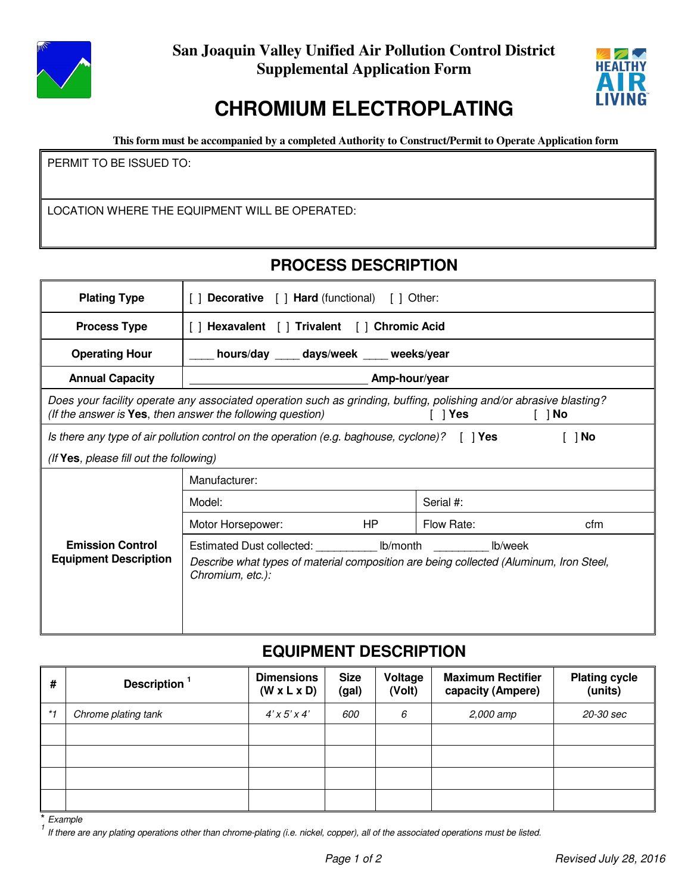**San Joaquin Valley Unified Air Pollution Control District**
**Supplemental Application Form**

# CHROMIUM ELECTROPLATING

**This form must be accompanied by a completed Authority to Construct/Permit to Operate Application form**

PERMIT TO BE ISSUED TO:

LOCATION WHERE THE EQUIPMENT WILL BE OPERATED:

## PROCESS DESCRIPTION

| | |
|---|---|
| **Plating Type** | [ ] **Decorative** [ ] **Hard** (functional) [ ] Other: |
| **Process Type** | [ ] **Hexavalent** [ ] **Trivalent** [ ] **Chromic Acid** |
| **Operating Hour** | ____ **hours/day** ____ **days/week** ____ **weeks/year** |
| **Annual Capacity** | ______________________________ **Amp-hour/year** |

*Does your facility operate any associated operation such as grinding, buffing, polishing and/or abrasive blasting? (If the answer is* ***Yes****, then answer the following question)* [ ] **Yes** [ ] **No**

*Is there any type of air pollution control on the operation (e.g. baghouse, cyclone)?* [ ] **Yes** [ ] **No**

*(If* ***Yes****, please fill out the following)*

| **Emission Control Equipment Description** | | |
|---|---|---|
| | Manufacturer: | |
| | Model: | Serial #: |
| | Motor Horsepower: HP | Flow Rate: cfm |
| | Estimated Dust collected: __________ lb/month _________ lb/week<br>*Describe what types of material composition are being collected (Aluminum, Iron Steel, Chromium, etc.):* | |

## EQUIPMENT DESCRIPTION

| # | Description [1] | Dimensions (W x L x D) | Size (gal) | Voltage (Volt) | Maximum Rectifier capacity (Ampere) | Plating cycle (units) |
|---|---|---|---|---|---|---|
| *\*1* | *Chrome plating tank* | *4' x 5' x 4'* | *600* | *6* | *2,000 amp* | *20-30 sec* |
| | | | | | | |
| | | | | | | |
| | | | | | | |
| | | | | | | |

\* *Example*

[1] *If there are any plating operations other than chrome-plating (i.e. nickel, copper), all of the associated operations must be listed.*

*Revised July 28, 2016*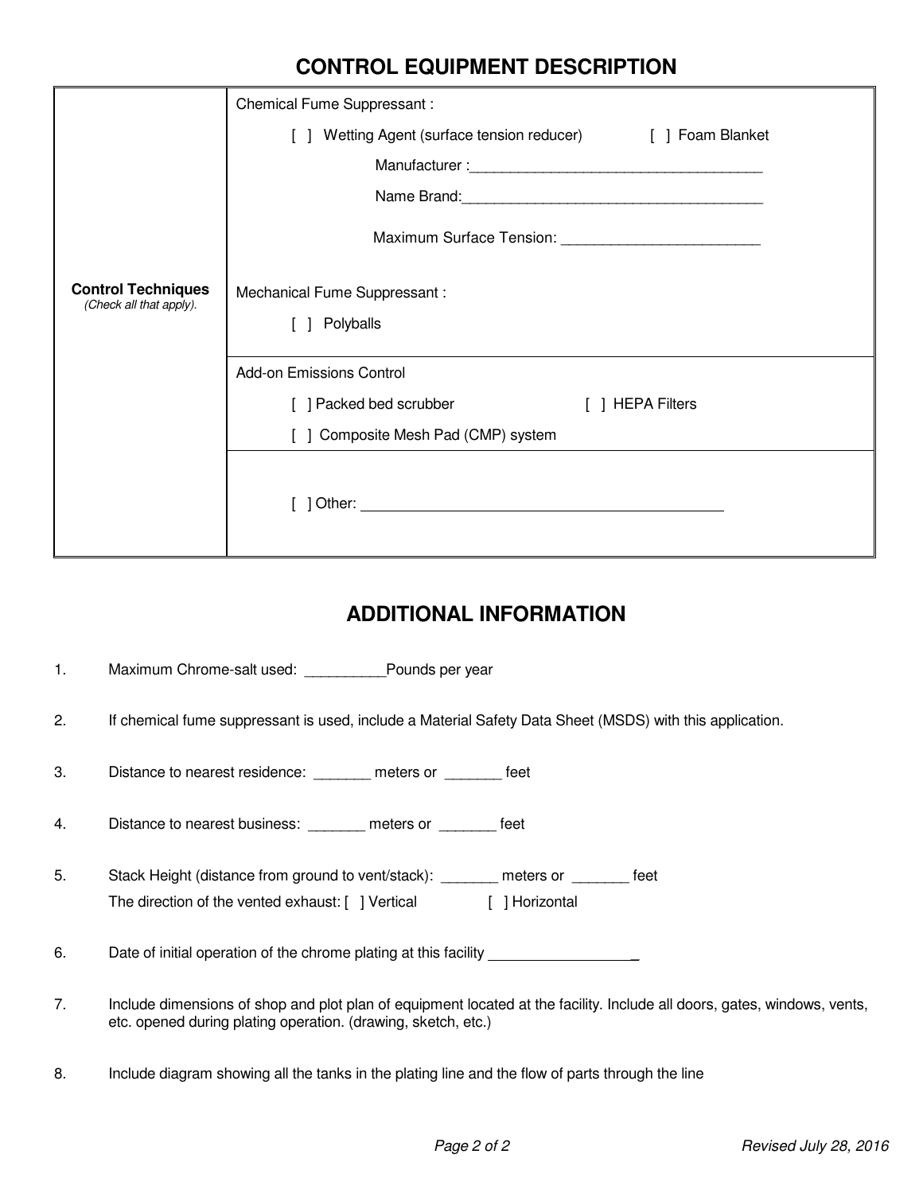## CONTROL EQUIPMENT DESCRIPTION

| | |
|---|---|
| **Control Techniques** *(Check all that apply).* | Chemical Fume Suppressant :<br>[ ] Wetting Agent (surface tension reducer) [ ] Foam Blanket<br>Manufacturer :___________________________________<br>Name Brand:_____________________________________<br>Maximum Surface Tension: ________________________<br><br>Mechanical Fume Suppressant :<br>[ ] Polyballs |
| | Add-on Emissions Control<br>[ ] Packed bed scrubber [ ] HEPA Filters<br>[ ] Composite Mesh Pad (CMP) system |
| | [ ] Other: ____________________________________________ |

## ADDITIONAL INFORMATION

1. Maximum Chrome-salt used: __________Pounds per year

2. If chemical fume suppressant is used, include a Material Safety Data Sheet (MSDS) with this application.

3. Distance to nearest residence: _______ meters or _______ feet

4. Distance to nearest business: _______ meters or _______ feet

5. Stack Height (distance from ground to vent/stack): _______ meters or _______ feet
   The direction of the vented exhaust: [ ] Vertical [ ] Horizontal

6. Date of initial operation of the chrome plating at this facility __________________

7. Include dimensions of shop and plot plan of equipment located at the facility. Include all doors, gates, windows, vents, etc. opened during plating operation. (drawing, sketch, etc.)

8. Include diagram showing all the tanks in the plating line and the flow of parts through the line

Revised July 28, 2016